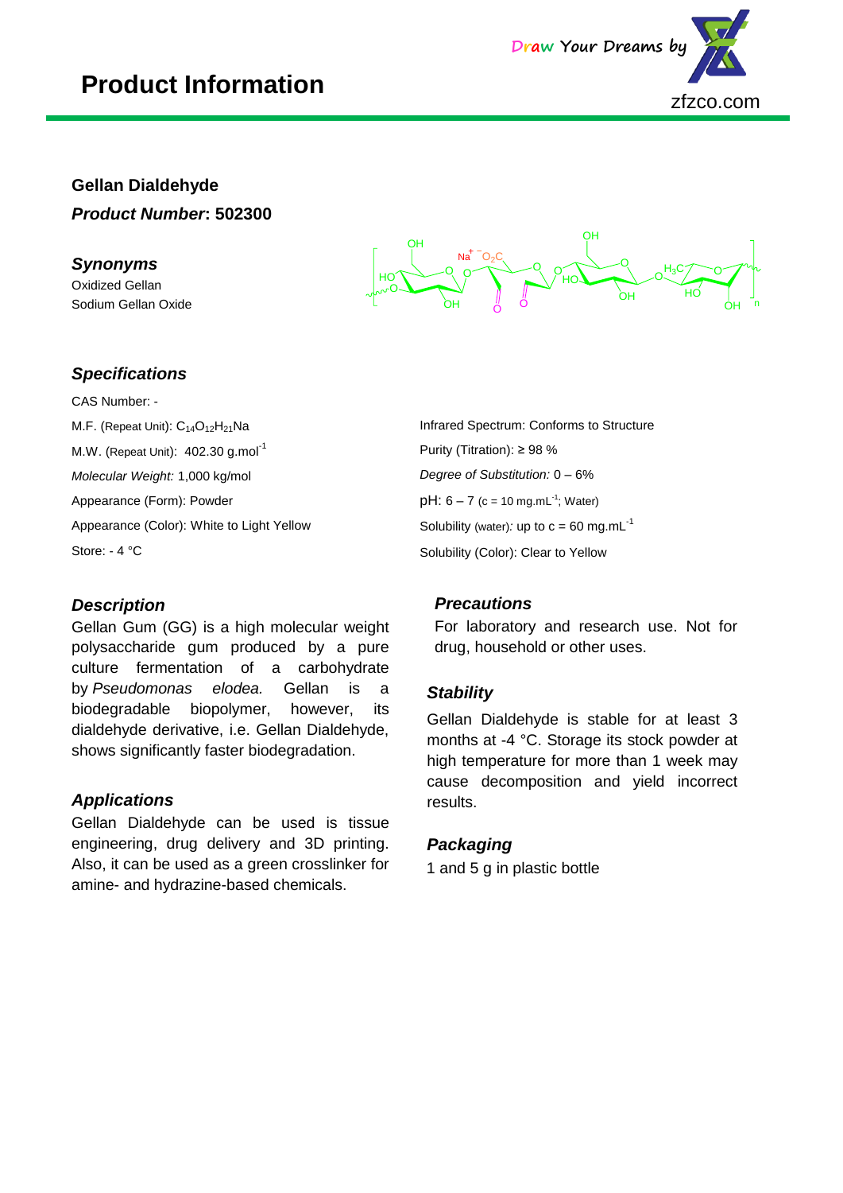# Product Information

## Gellan Dialdehyde

***Product Number*: 502300**

### *Synonyms*

Oxidized Gellan
Sodium Gellan Oxide

### *Specifications*

CAS Number: -

M.F. (Repeat Unit): $C_{14}O_{12}H_{21}Na$

M.W. (Repeat Unit): 402.30 g.mol$^{-1}$

*Molecular Weight:* 1,000 kg/mol

Appearance (Form): Powder

Appearance (Color): White to Light Yellow

Store: - 4 °C

Infrared Spectrum: Conforms to Structure

Purity (Titration): ≥ 98 %

*Degree of Substitution:* 0 – 6%

pH: 6 – 7 (c = 10 mg.mL$^{-1}$; Water)

Solubility (water)*:* up to c = 60 mg.mL$^{-1}$

Solubility (Color): Clear to Yellow

### *Description*

Gellan Gum (GG) is a high molecular weight polysaccharide gum produced by a pure culture fermentation of a carbohydrate by *Pseudomonas elodea.* Gellan is a biodegradable biopolymer, however, its dialdehyde derivative, i.e. Gellan Dialdehyde, shows significantly faster biodegradation.

### *Applications*

Gellan Dialdehyde can be used is tissue engineering, drug delivery and 3D printing. Also, it can be used as a green crosslinker for amine- and hydrazine-based chemicals.

### *Precautions*

For laboratory and research use. Not for drug, household or other uses.

### *Stability*

Gellan Dialdehyde is stable for at least 3 months at -4 °C. Storage its stock powder at high temperature for more than 1 week may cause decomposition and yield incorrect results.

### *Packaging*

1 and 5 g in plastic bottle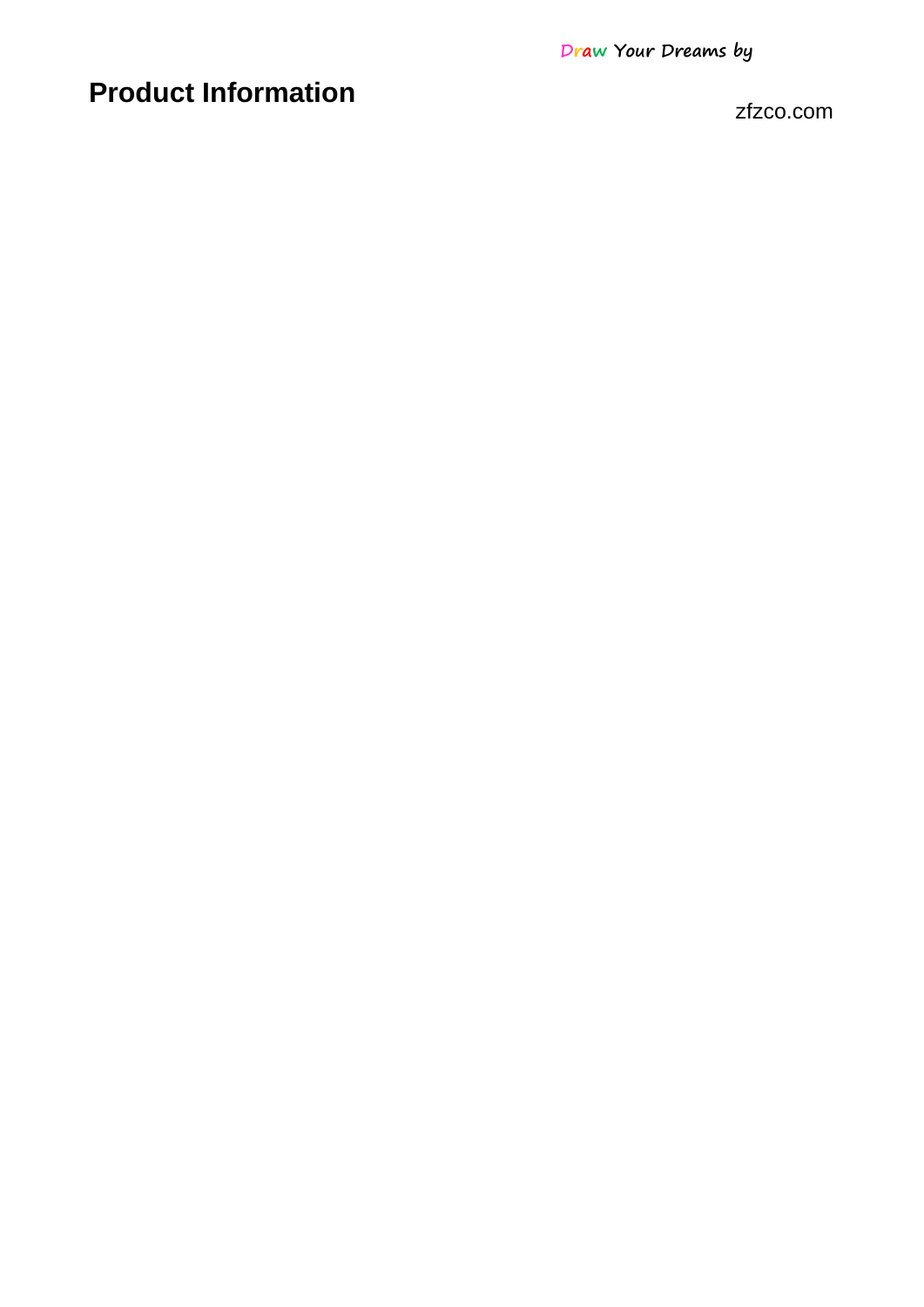# Product Information

Draw Your Dreams by

zfzco.com